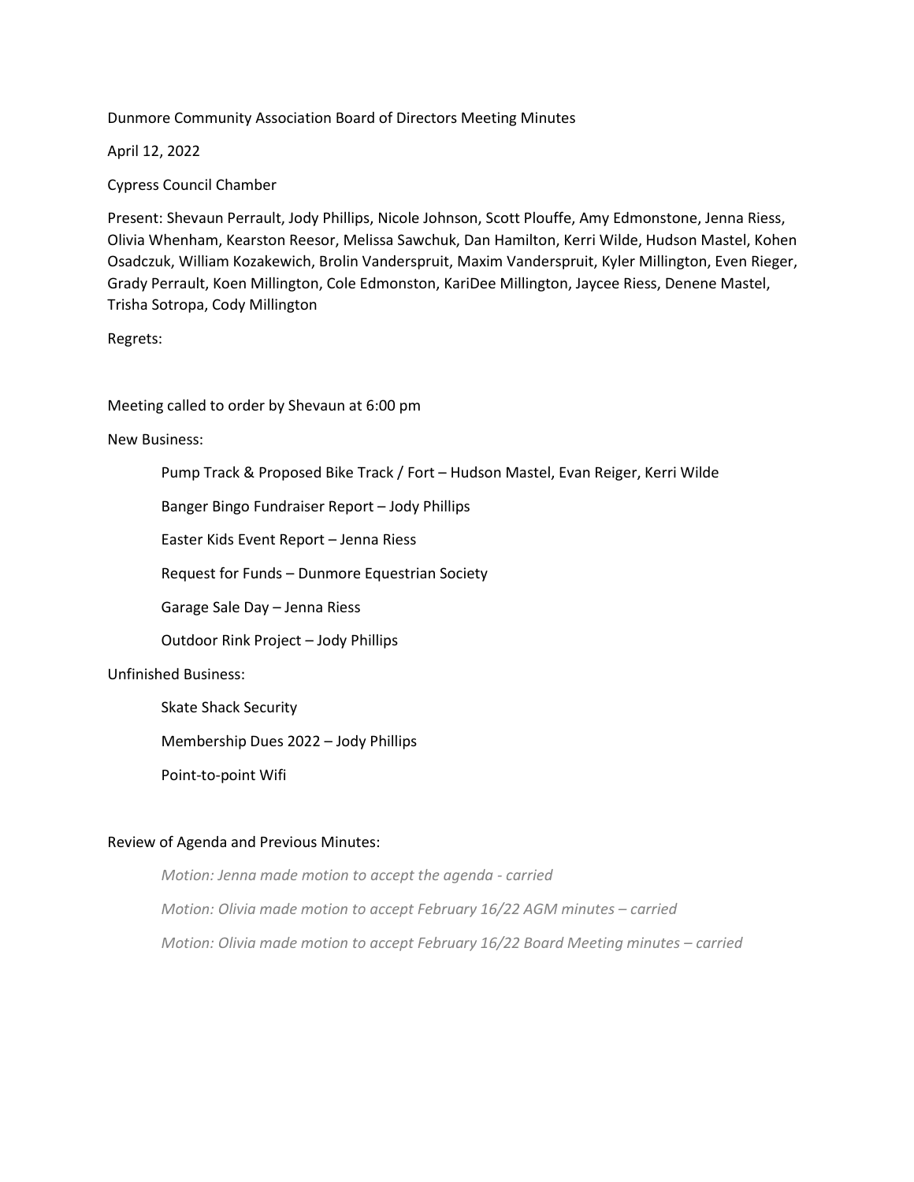Dunmore Community Association Board of Directors Meeting Minutes

April 12, 2022

Cypress Council Chamber

Present: Shevaun Perrault, Jody Phillips, Nicole Johnson, Scott Plouffe, Amy Edmonstone, Jenna Riess, Olivia Whenham, Kearston Reesor, Melissa Sawchuk, Dan Hamilton, Kerri Wilde, Hudson Mastel, Kohen Osadczuk, William Kozakewich, Brolin Vanderspruit, Maxim Vanderspruit, Kyler Millington, Even Rieger, Grady Perrault, Koen Millington, Cole Edmonston, KariDee Millington, Jaycee Riess, Denene Mastel, Trisha Sotropa, Cody Millington

Regrets:

Meeting called to order by Shevaun at 6:00 pm

New Business:

- Pump Track & Proposed Bike Track / Fort – Hudson Mastel, Evan Reiger, Kerri Wilde
- Banger Bingo Fundraiser Report – Jody Phillips
- Easter Kids Event Report – Jenna Riess
- Request for Funds – Dunmore Equestrian Society
- Garage Sale Day – Jenna Riess
- Outdoor Rink Project – Jody Phillips

Unfinished Business:

- Skate Shack Security
- Membership Dues 2022 – Jody Phillips
- Point-to-point Wifi

Review of Agenda and Previous Minutes:

*Motion: Jenna made motion to accept the agenda - carried*

*Motion: Olivia made motion to accept February 16/22 AGM minutes – carried*

*Motion: Olivia made motion to accept February 16/22 Board Meeting minutes – carried*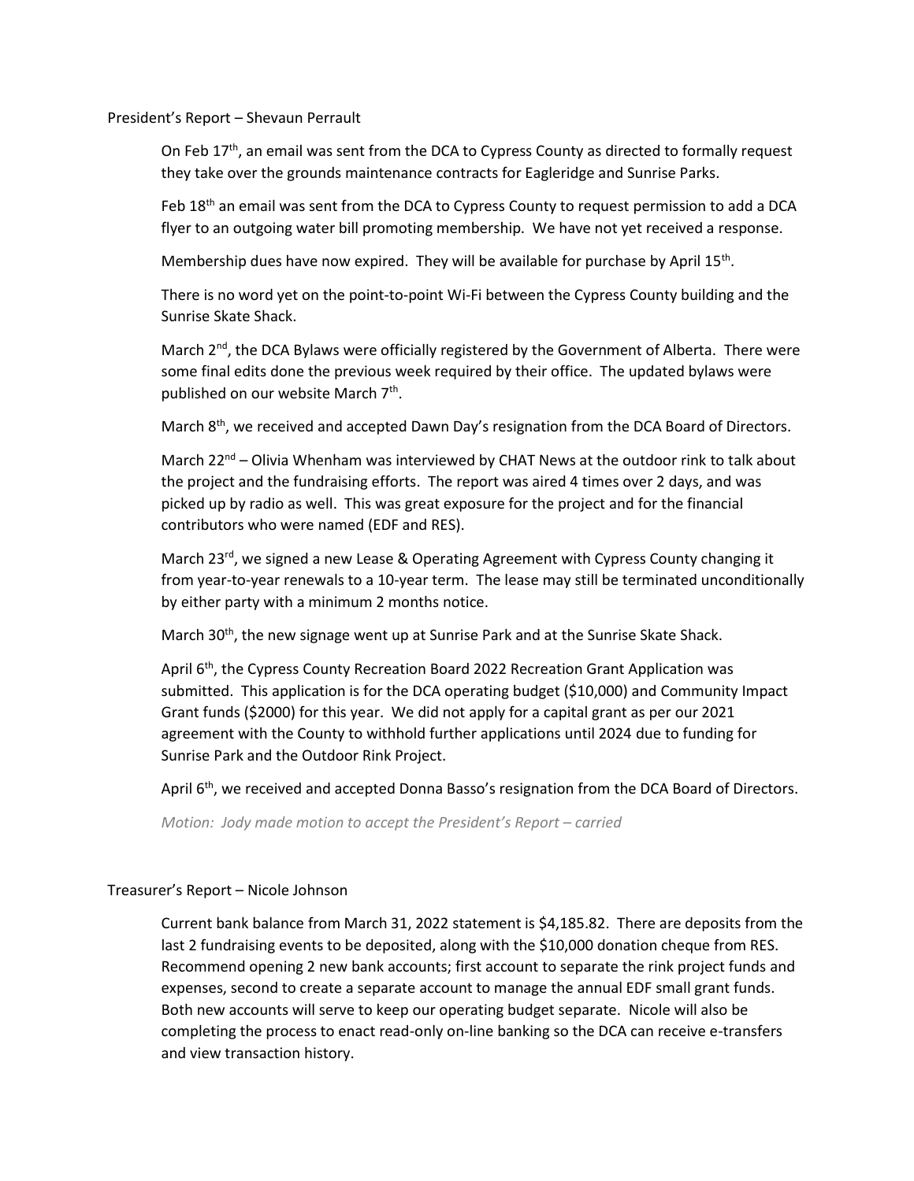President's Report – Shevaun Perrault

On Feb 17th, an email was sent from the DCA to Cypress County as directed to formally request they take over the grounds maintenance contracts for Eagleridge and Sunrise Parks.

Feb 18th an email was sent from the DCA to Cypress County to request permission to add a DCA flyer to an outgoing water bill promoting membership. We have not yet received a response.

Membership dues have now expired. They will be available for purchase by April 15th.

There is no word yet on the point-to-point Wi-Fi between the Cypress County building and the Sunrise Skate Shack.

March 2nd, the DCA Bylaws were officially registered by the Government of Alberta. There were some final edits done the previous week required by their office. The updated bylaws were published on our website March 7th.

March 8th, we received and accepted Dawn Day's resignation from the DCA Board of Directors.

March 22nd – Olivia Whenham was interviewed by CHAT News at the outdoor rink to talk about the project and the fundraising efforts. The report was aired 4 times over 2 days, and was picked up by radio as well. This was great exposure for the project and for the financial contributors who were named (EDF and RES).

March 23rd, we signed a new Lease & Operating Agreement with Cypress County changing it from year-to-year renewals to a 10-year term. The lease may still be terminated unconditionally by either party with a minimum 2 months notice.

March 30th, the new signage went up at Sunrise Park and at the Sunrise Skate Shack.

April 6th, the Cypress County Recreation Board 2022 Recreation Grant Application was submitted. This application is for the DCA operating budget ($10,000) and Community Impact Grant funds ($2000) for this year. We did not apply for a capital grant as per our 2021 agreement with the County to withhold further applications until 2024 due to funding for Sunrise Park and the Outdoor Rink Project.

April 6th, we received and accepted Donna Basso's resignation from the DCA Board of Directors.

*Motion: Jody made motion to accept the President's Report – carried*

Treasurer's Report – Nicole Johnson

Current bank balance from March 31, 2022 statement is $4,185.82. There are deposits from the last 2 fundraising events to be deposited, along with the $10,000 donation cheque from RES. Recommend opening 2 new bank accounts; first account to separate the rink project funds and expenses, second to create a separate account to manage the annual EDF small grant funds. Both new accounts will serve to keep our operating budget separate. Nicole will also be completing the process to enact read-only on-line banking so the DCA can receive e-transfers and view transaction history.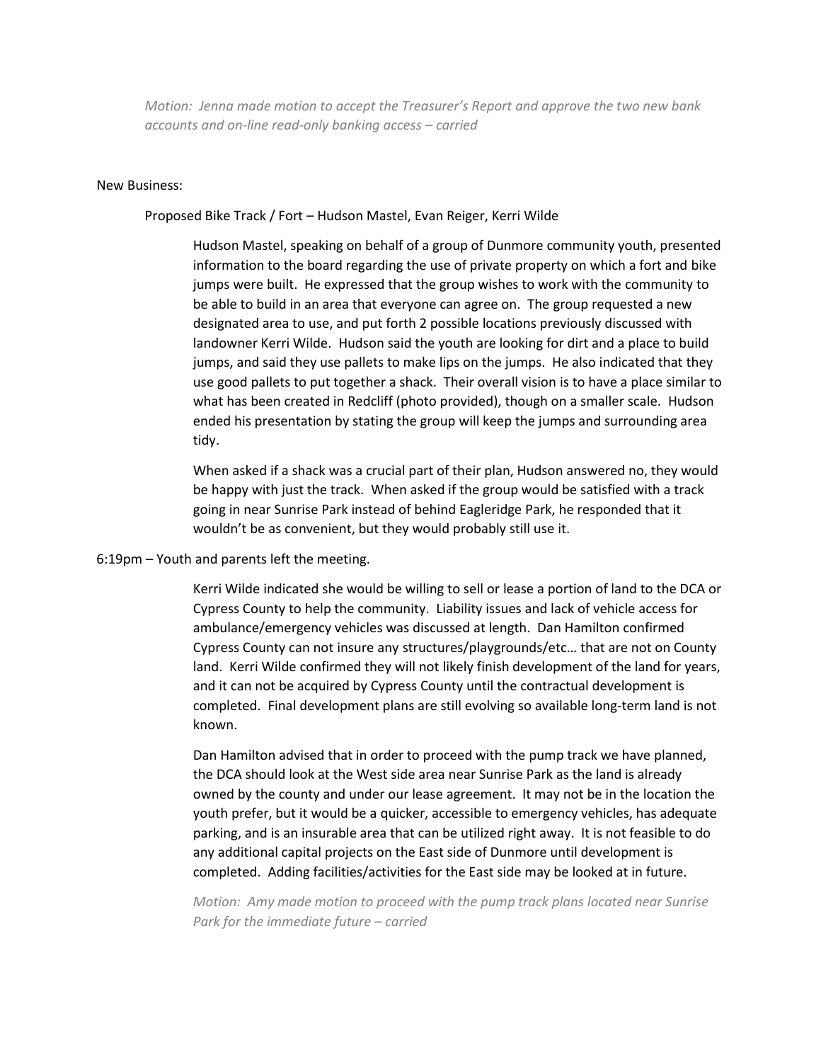*Motion: Jenna made motion to accept the Treasurer's Report and approve the two new bank accounts and on-line read-only banking access – carried*

New Business:

Proposed Bike Track / Fort – Hudson Mastel, Evan Reiger, Kerri Wilde

Hudson Mastel, speaking on behalf of a group of Dunmore community youth, presented information to the board regarding the use of private property on which a fort and bike jumps were built. He expressed that the group wishes to work with the community to be able to build in an area that everyone can agree on. The group requested a new designated area to use, and put forth 2 possible locations previously discussed with landowner Kerri Wilde. Hudson said the youth are looking for dirt and a place to build jumps, and said they use pallets to make lips on the jumps. He also indicated that they use good pallets to put together a shack. Their overall vision is to have a place similar to what has been created in Redcliff (photo provided), though on a smaller scale. Hudson ended his presentation by stating the group will keep the jumps and surrounding area tidy.

When asked if a shack was a crucial part of their plan, Hudson answered no, they would be happy with just the track. When asked if the group would be satisfied with a track going in near Sunrise Park instead of behind Eagleridge Park, he responded that it wouldn't be as convenient, but they would probably still use it.

6:19pm – Youth and parents left the meeting.

Kerri Wilde indicated she would be willing to sell or lease a portion of land to the DCA or Cypress County to help the community. Liability issues and lack of vehicle access for ambulance/emergency vehicles was discussed at length. Dan Hamilton confirmed Cypress County can not insure any structures/playgrounds/etc… that are not on County land. Kerri Wilde confirmed they will not likely finish development of the land for years, and it can not be acquired by Cypress County until the contractual development is completed. Final development plans are still evolving so available long-term land is not known.

Dan Hamilton advised that in order to proceed with the pump track we have planned, the DCA should look at the West side area near Sunrise Park as the land is already owned by the county and under our lease agreement. It may not be in the location the youth prefer, but it would be a quicker, accessible to emergency vehicles, has adequate parking, and is an insurable area that can be utilized right away. It is not feasible to do any additional capital projects on the East side of Dunmore until development is completed. Adding facilities/activities for the East side may be looked at in future.

*Motion: Amy made motion to proceed with the pump track plans located near Sunrise Park for the immediate future – carried*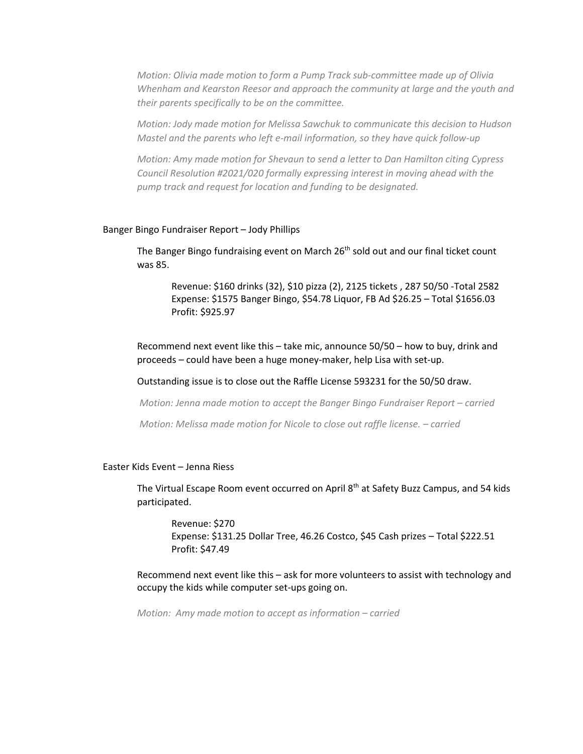*Motion: Olivia made motion to form a Pump Track sub-committee made up of Olivia Whenham and Kearston Reesor and approach the community at large and the youth and their parents specifically to be on the committee.*

*Motion: Jody made motion for Melissa Sawchuk to communicate this decision to Hudson Mastel and the parents who left e-mail information, so they have quick follow-up*

*Motion: Amy made motion for Shevaun to send a letter to Dan Hamilton citing Cypress Council Resolution #2021/020 formally expressing interest in moving ahead with the pump track and request for location and funding to be designated.*

Banger Bingo Fundraiser Report – Jody Phillips

The Banger Bingo fundraising event on March 26th sold out and our final ticket count was 85.

Revenue: $160 drinks (32), $10 pizza (2), 2125 tickets , 287 50/50 -Total 2582
Expense: $1575 Banger Bingo, $54.78 Liquor, FB Ad $26.25 – Total $1656.03
Profit: $925.97

Recommend next event like this – take mic, announce 50/50 – how to buy, drink and proceeds – could have been a huge money-maker, help Lisa with set-up.

Outstanding issue is to close out the Raffle License 593231 for the 50/50 draw.

*Motion: Jenna made motion to accept the Banger Bingo Fundraiser Report – carried*

*Motion: Melissa made motion for Nicole to close out raffle license. – carried*

Easter Kids Event – Jenna Riess

The Virtual Escape Room event occurred on April 8th at Safety Buzz Campus, and 54 kids participated.

Revenue: $270
Expense: $131.25 Dollar Tree, 46.26 Costco, $45 Cash prizes – Total $222.51
Profit: $47.49

Recommend next event like this – ask for more volunteers to assist with technology and occupy the kids while computer set-ups going on.

*Motion: Amy made motion to accept as information – carried*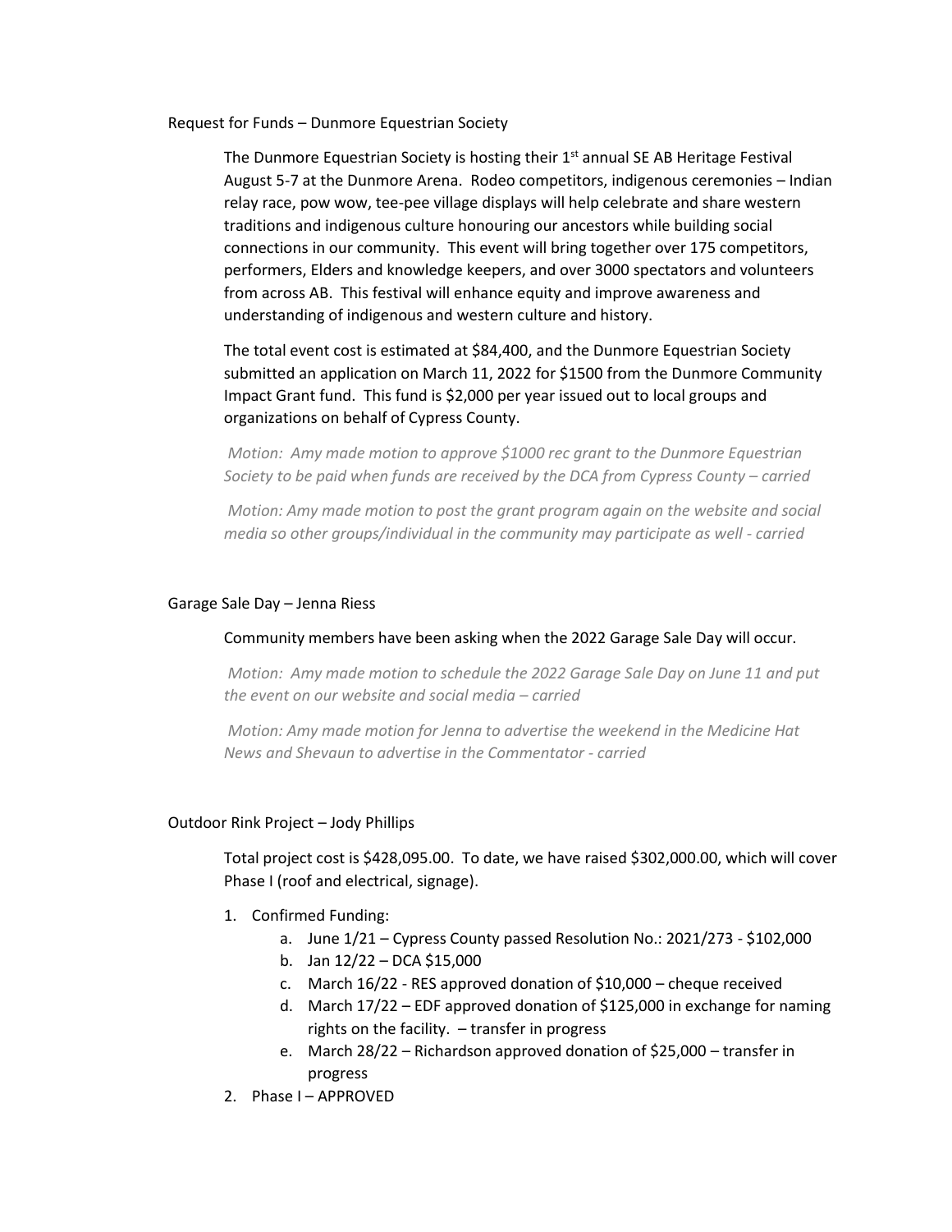Request for Funds – Dunmore Equestrian Society

The Dunmore Equestrian Society is hosting their 1st annual SE AB Heritage Festival August 5-7 at the Dunmore Arena. Rodeo competitors, indigenous ceremonies – Indian relay race, pow wow, tee-pee village displays will help celebrate and share western traditions and indigenous culture honouring our ancestors while building social connections in our community. This event will bring together over 175 competitors, performers, Elders and knowledge keepers, and over 3000 spectators and volunteers from across AB. This festival will enhance equity and improve awareness and understanding of indigenous and western culture and history.

The total event cost is estimated at $84,400, and the Dunmore Equestrian Society submitted an application on March 11, 2022 for $1500 from the Dunmore Community Impact Grant fund. This fund is $2,000 per year issued out to local groups and organizations on behalf of Cypress County.

*Motion: Amy made motion to approve $1000 rec grant to the Dunmore Equestrian Society to be paid when funds are received by the DCA from Cypress County – carried*

*Motion: Amy made motion to post the grant program again on the website and social media so other groups/individual in the community may participate as well - carried*

Garage Sale Day – Jenna Riess

Community members have been asking when the 2022 Garage Sale Day will occur.

*Motion: Amy made motion to schedule the 2022 Garage Sale Day on June 11 and put the event on our website and social media – carried*

*Motion: Amy made motion for Jenna to advertise the weekend in the Medicine Hat News and Shevaun to advertise in the Commentator - carried*

Outdoor Rink Project – Jody Phillips

Total project cost is $428,095.00. To date, we have raised $302,000.00, which will cover Phase I (roof and electrical, signage).

1. Confirmed Funding:
    a. June 1/21 – Cypress County passed Resolution No.: 2021/273 - $102,000
    b. Jan 12/22 – DCA $15,000
    c. March 16/22 - RES approved donation of $10,000 – cheque received
    d. March 17/22 – EDF approved donation of $125,000 in exchange for naming rights on the facility. – transfer in progress
    e. March 28/22 – Richardson approved donation of $25,000 – transfer in progress
2. Phase I – APPROVED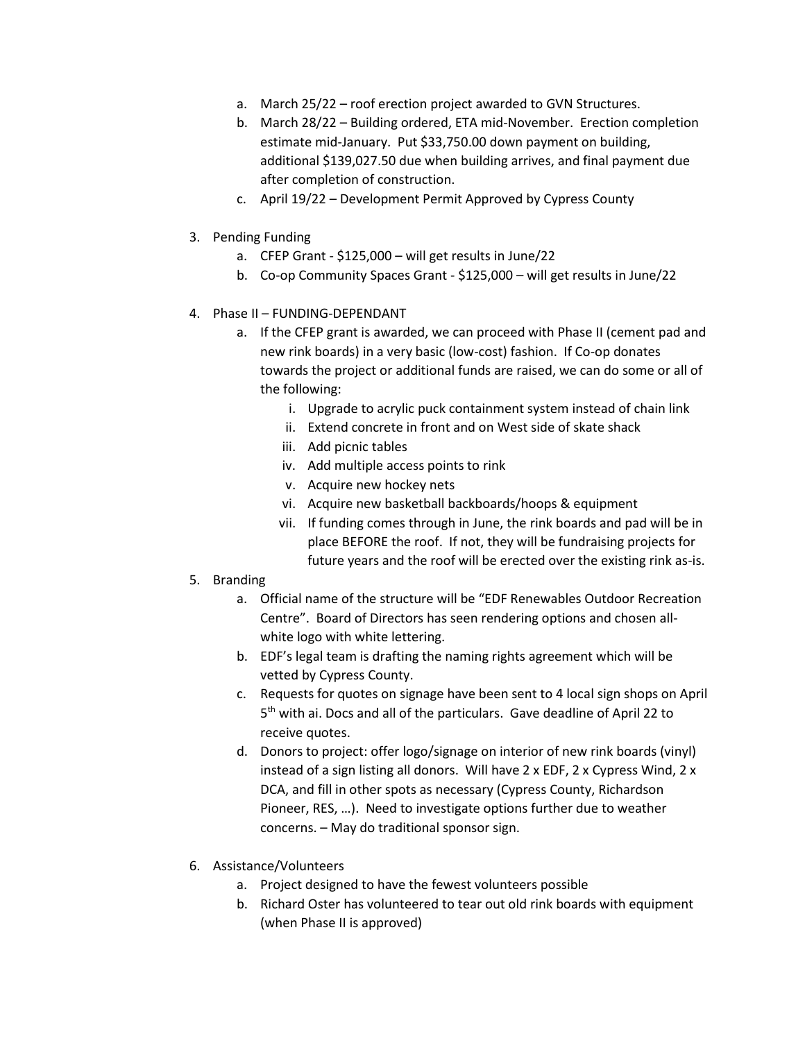a. March 25/22 – roof erection project awarded to GVN Structures.
b. March 28/22 – Building ordered, ETA mid-November. Erection completion estimate mid-January. Put $33,750.00 down payment on building, additional $139,027.50 due when building arrives, and final payment due after completion of construction.
c. April 19/22 – Development Permit Approved by Cypress County

3. Pending Funding
   a. CFEP Grant - $125,000 – will get results in June/22
   b. Co-op Community Spaces Grant - $125,000 – will get results in June/22

4. Phase II – FUNDING-DEPENDANT
   a. If the CFEP grant is awarded, we can proceed with Phase II (cement pad and new rink boards) in a very basic (low-cost) fashion. If Co-op donates towards the project or additional funds are raised, we can do some or all of the following:
      i. Upgrade to acrylic puck containment system instead of chain link
      ii. Extend concrete in front and on West side of skate shack
      iii. Add picnic tables
      iv. Add multiple access points to rink
      v. Acquire new hockey nets
      vi. Acquire new basketball backboards/hoops & equipment
      vii. If funding comes through in June, the rink boards and pad will be in place BEFORE the roof. If not, they will be fundraising projects for future years and the roof will be erected over the existing rink as-is.

5. Branding
   a. Official name of the structure will be "EDF Renewables Outdoor Recreation Centre". Board of Directors has seen rendering options and chosen all-white logo with white lettering.
   b. EDF's legal team is drafting the naming rights agreement which will be vetted by Cypress County.
   c. Requests for quotes on signage have been sent to 4 local sign shops on April 5th with ai. Docs and all of the particulars. Gave deadline of April 22 to receive quotes.
   d. Donors to project: offer logo/signage on interior of new rink boards (vinyl) instead of a sign listing all donors. Will have 2 x EDF, 2 x Cypress Wind, 2 x DCA, and fill in other spots as necessary (Cypress County, Richardson Pioneer, RES, …). Need to investigate options further due to weather concerns. – May do traditional sponsor sign.

6. Assistance/Volunteers
   a. Project designed to have the fewest volunteers possible
   b. Richard Oster has volunteered to tear out old rink boards with equipment (when Phase II is approved)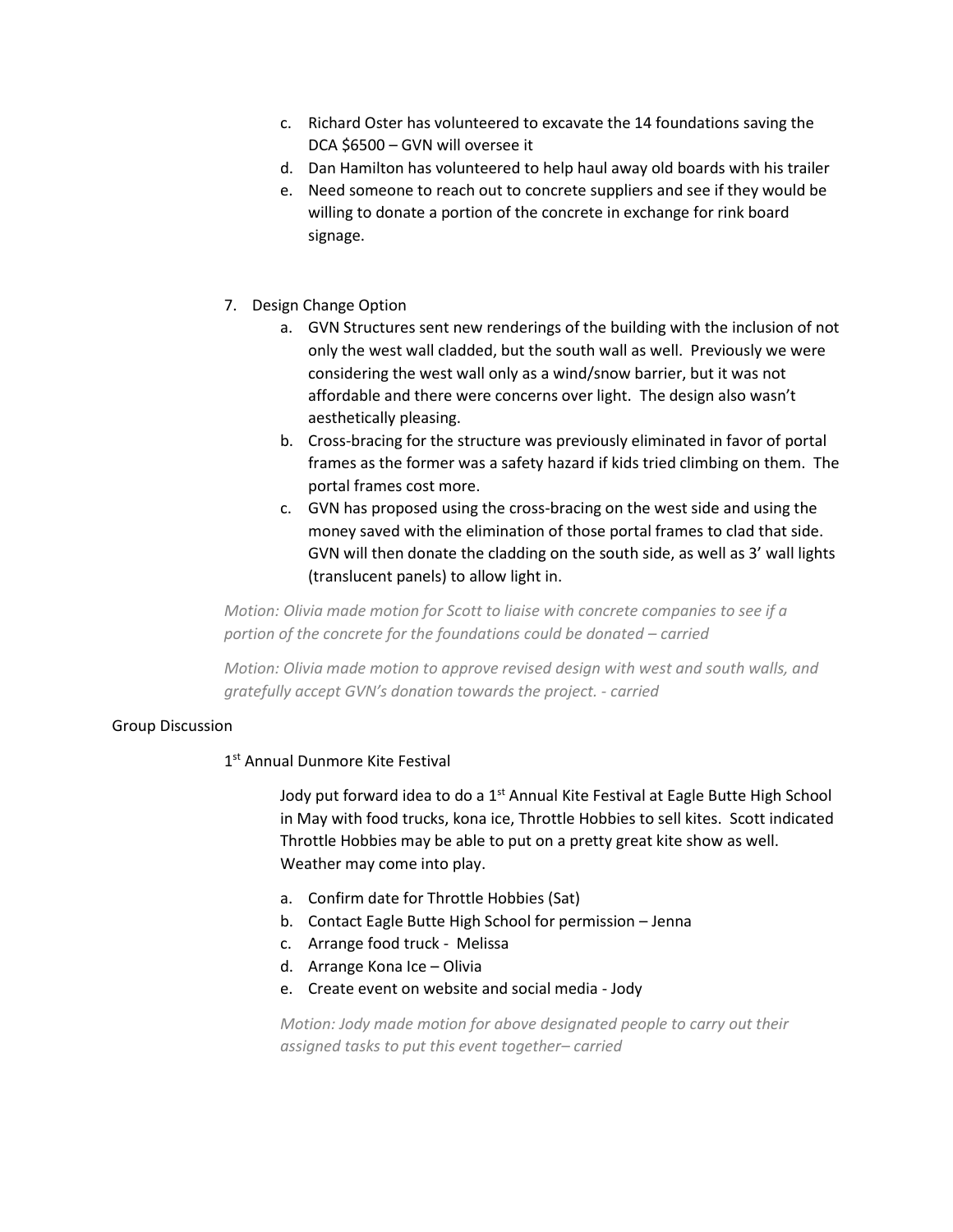c. Richard Oster has volunteered to excavate the 14 foundations saving the DCA $6500 – GVN will oversee it
d. Dan Hamilton has volunteered to help haul away old boards with his trailer
e. Need someone to reach out to concrete suppliers and see if they would be willing to donate a portion of the concrete in exchange for rink board signage.

7. Design Change Option
   a. GVN Structures sent new renderings of the building with the inclusion of not only the west wall cladded, but the south wall as well. Previously we were considering the west wall only as a wind/snow barrier, but it was not affordable and there were concerns over light. The design also wasn't aesthetically pleasing.
   b. Cross-bracing for the structure was previously eliminated in favor of portal frames as the former was a safety hazard if kids tried climbing on them. The portal frames cost more.
   c. GVN has proposed using the cross-bracing on the west side and using the money saved with the elimination of those portal frames to clad that side. GVN will then donate the cladding on the south side, as well as 3' wall lights (translucent panels) to allow light in.

*Motion: Olivia made motion for Scott to liaise with concrete companies to see if a portion of the concrete for the foundations could be donated – carried*

*Motion: Olivia made motion to approve revised design with west and south walls, and gratefully accept GVN's donation towards the project. - carried*

Group Discussion

1st Annual Dunmore Kite Festival

Jody put forward idea to do a 1st Annual Kite Festival at Eagle Butte High School in May with food trucks, kona ice, Throttle Hobbies to sell kites. Scott indicated Throttle Hobbies may be able to put on a pretty great kite show as well. Weather may come into play.

a. Confirm date for Throttle Hobbies (Sat)
b. Contact Eagle Butte High School for permission – Jenna
c. Arrange food truck - Melissa
d. Arrange Kona Ice – Olivia
e. Create event on website and social media - Jody

*Motion: Jody made motion for above designated people to carry out their assigned tasks to put this event together– carried*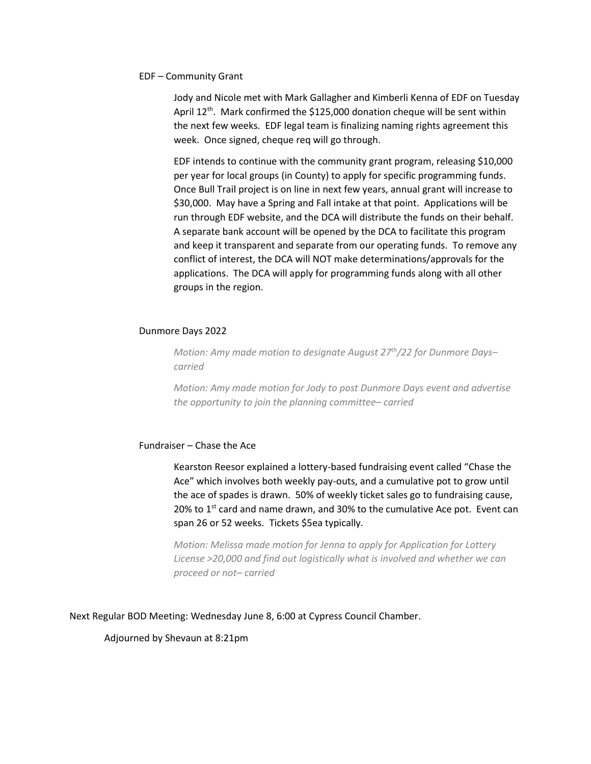### EDF – Community Grant

Jody and Nicole met with Mark Gallagher and Kimberli Kenna of EDF on Tuesday April 12th. Mark confirmed the $125,000 donation cheque will be sent within the next few weeks. EDF legal team is finalizing naming rights agreement this week. Once signed, cheque req will go through.

EDF intends to continue with the community grant program, releasing $10,000 per year for local groups (in County) to apply for specific programming funds. Once Bull Trail project is on line in next few years, annual grant will increase to $30,000. May have a Spring and Fall intake at that point. Applications will be run through EDF website, and the DCA will distribute the funds on their behalf. A separate bank account will be opened by the DCA to facilitate this program and keep it transparent and separate from our operating funds. To remove any conflict of interest, the DCA will NOT make determinations/approvals for the applications. The DCA will apply for programming funds along with all other groups in the region.

### Dunmore Days 2022

*Motion: Amy made motion to designate August 27th/22 for Dunmore Days– carried*

*Motion: Amy made motion for Jody to post Dunmore Days event and advertise the opportunity to join the planning committee– carried*

### Fundraiser – Chase the Ace

Kearston Reesor explained a lottery-based fundraising event called "Chase the Ace" which involves both weekly pay-outs, and a cumulative pot to grow until the ace of spades is drawn. 50% of weekly ticket sales go to fundraising cause, 20% to 1st card and name drawn, and 30% to the cumulative Ace pot. Event can span 26 or 52 weeks. Tickets $5ea typically.

*Motion: Melissa made motion for Jenna to apply for Application for Lottery License >20,000 and find out logistically what is involved and whether we can proceed or not– carried*

Next Regular BOD Meeting: Wednesday June 8, 6:00 at Cypress Council Chamber.

Adjourned by Shevaun at 8:21pm